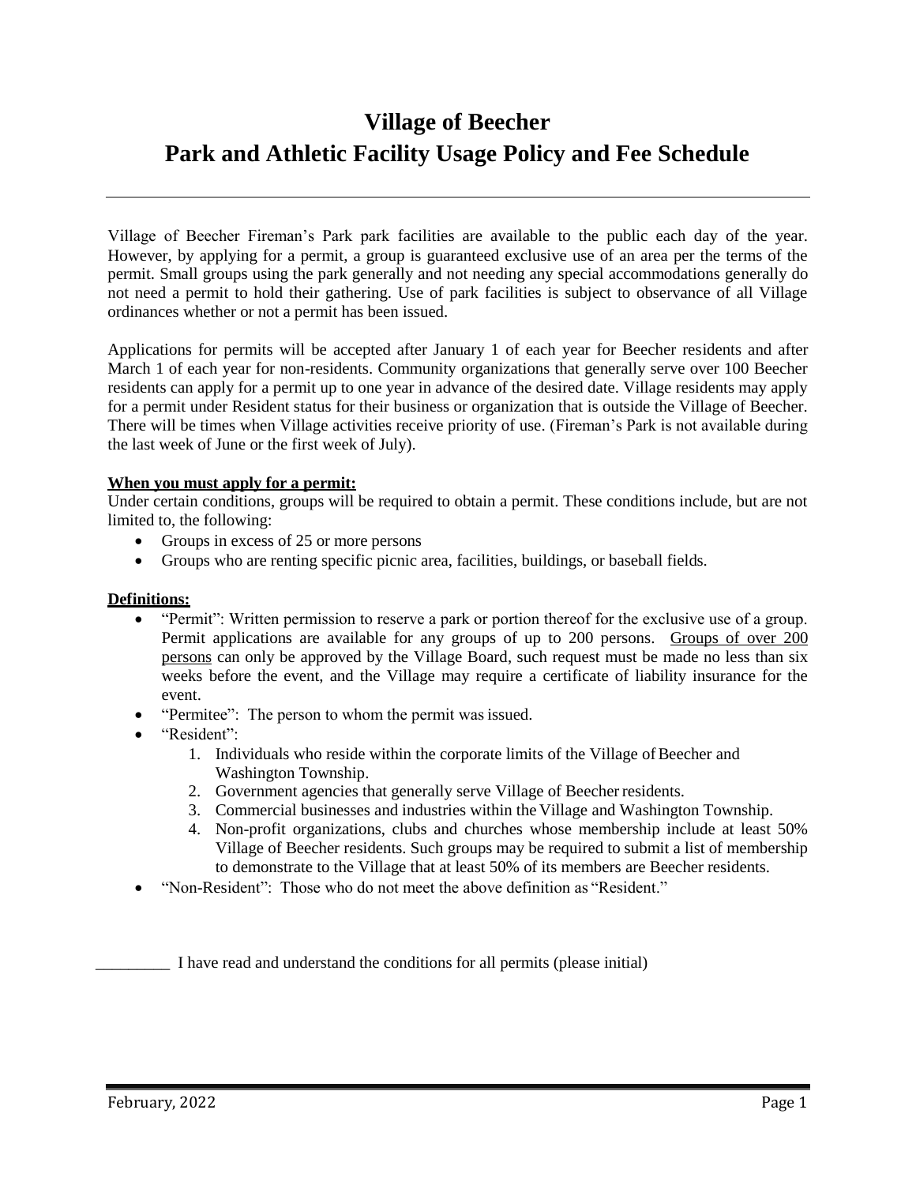# Village of Beecher
# Park and Athletic Facility Usage Policy and Fee Schedule

---

Village of Beecher Fireman's Park park facilities are available to the public each day of the year. However, by applying for a permit, a group is guaranteed exclusive use of an area per the terms of the permit. Small groups using the park generally and not needing any special accommodations generally do not need a permit to hold their gathering. Use of park facilities is subject to observance of all Village ordinances whether or not a permit has been issued.

Applications for permits will be accepted after January 1 of each year for Beecher residents and after March 1 of each year for non-residents. Community organizations that generally serve over 100 Beecher residents can apply for a permit up to one year in advance of the desired date. Village residents may apply for a permit under Resident status for their business or organization that is outside the Village of Beecher. There will be times when Village activities receive priority of use. (Fireman's Park is not available during the last week of June or the first week of July).

**When you must apply for a permit:**

Under certain conditions, groups will be required to obtain a permit. These conditions include, but are not limited to, the following:

- Groups in excess of 25 or more persons
- Groups who are renting specific picnic area, facilities, buildings, or baseball fields.

**Definitions:**

- "Permit": Written permission to reserve a park or portion thereof for the exclusive use of a group. Permit applications are available for any groups of up to 200 persons. Groups of over 200 persons can only be approved by the Village Board, such request must be made no less than six weeks before the event, and the Village may require a certificate of liability insurance for the event.
- "Permitee": The person to whom the permit was issued.
- "Resident":
  1. Individuals who reside within the corporate limits of the Village of Beecher and Washington Township.
  2. Government agencies that generally serve Village of Beecher residents.
  3. Commercial businesses and industries within the Village and Washington Township.
  4. Non-profit organizations, clubs and churches whose membership include at least 50% Village of Beecher residents. Such groups may be required to submit a list of membership to demonstrate to the Village that at least 50% of its members are Beecher residents.
- "Non-Resident": Those who do not meet the above definition as "Resident."

_________ I have read and understand the conditions for all permits (please initial)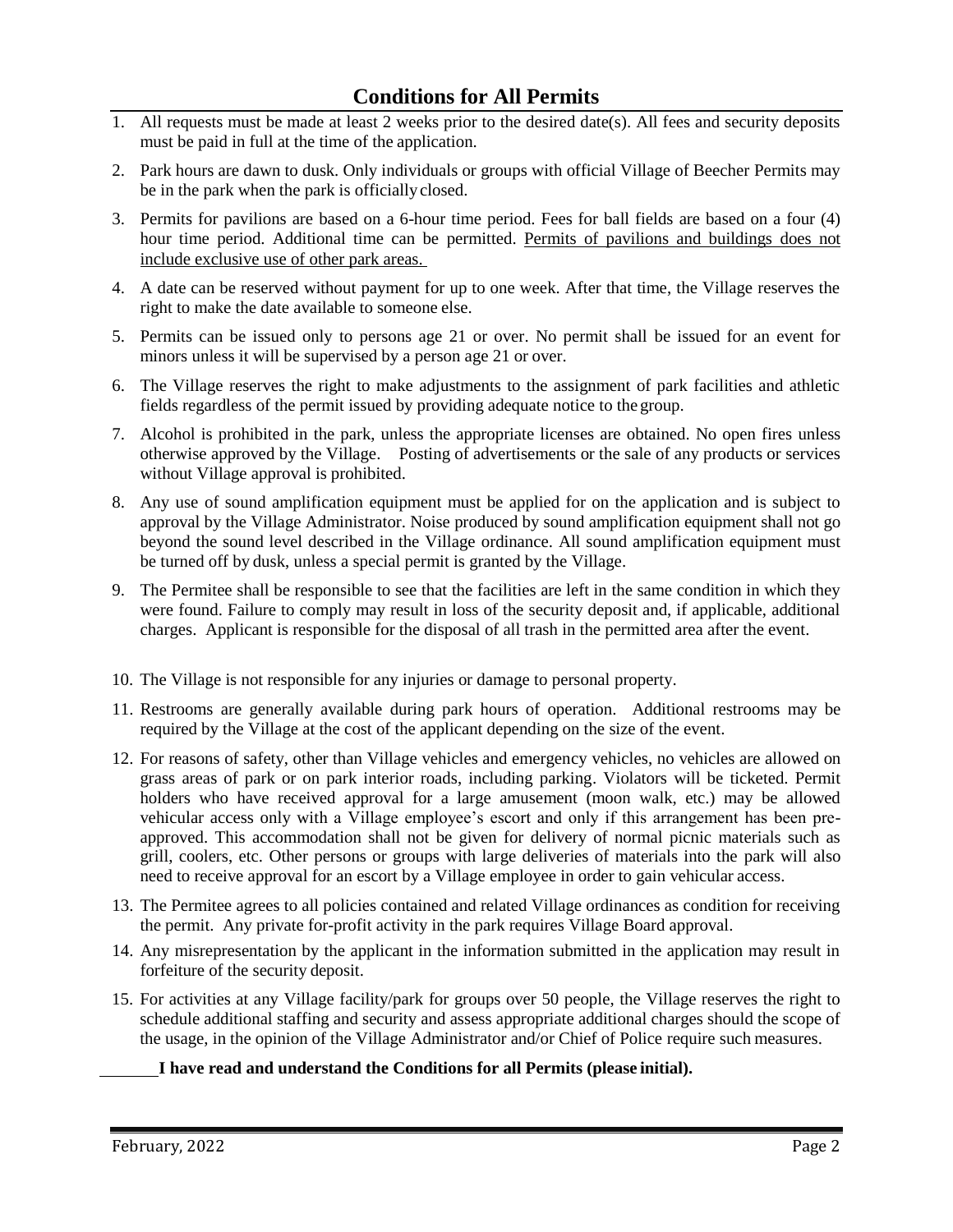## Conditions for All Permits

1. All requests must be made at least 2 weeks prior to the desired date(s). All fees and security deposits must be paid in full at the time of the application.
2. Park hours are dawn to dusk. Only individuals or groups with official Village of Beecher Permits may be in the park when the park is officially closed.
3. Permits for pavilions are based on a 6-hour time period. Fees for ball fields are based on a four (4) hour time period. Additional time can be permitted. <u>Permits of pavilions and buildings does not include exclusive use of other park areas.</u>
4. A date can be reserved without payment for up to one week. After that time, the Village reserves the right to make the date available to someone else.
5. Permits can be issued only to persons age 21 or over. No permit shall be issued for an event for minors unless it will be supervised by a person age 21 or over.
6. The Village reserves the right to make adjustments to the assignment of park facilities and athletic fields regardless of the permit issued by providing adequate notice to the group.
7. Alcohol is prohibited in the park, unless the appropriate licenses are obtained. No open fires unless otherwise approved by the Village. Posting of advertisements or the sale of any products or services without Village approval is prohibited.
8. Any use of sound amplification equipment must be applied for on the application and is subject to approval by the Village Administrator. Noise produced by sound amplification equipment shall not go beyond the sound level described in the Village ordinance. All sound amplification equipment must be turned off by dusk, unless a special permit is granted by the Village.
9. The Permitee shall be responsible to see that the facilities are left in the same condition in which they were found. Failure to comply may result in loss of the security deposit and, if applicable, additional charges. Applicant is responsible for the disposal of all trash in the permitted area after the event.
10. The Village is not responsible for any injuries or damage to personal property.
11. Restrooms are generally available during park hours of operation. Additional restrooms may be required by the Village at the cost of the applicant depending on the size of the event.
12. For reasons of safety, other than Village vehicles and emergency vehicles, no vehicles are allowed on grass areas of park or on park interior roads, including parking. Violators will be ticketed. Permit holders who have received approval for a large amusement (moon walk, etc.) may be allowed vehicular access only with a Village employee's escort and only if this arrangement has been pre-approved. This accommodation shall not be given for delivery of normal picnic materials such as grill, coolers, etc. Other persons or groups with large deliveries of materials into the park will also need to receive approval for an escort by a Village employee in order to gain vehicular access.
13. The Permitee agrees to all policies contained and related Village ordinances as condition for receiving the permit. Any private for-profit activity in the park requires Village Board approval.
14. Any misrepresentation by the applicant in the information submitted in the application may result in forfeiture of the security deposit.
15. For activities at any Village facility/park for groups over 50 people, the Village reserves the right to schedule additional staffing and security and assess appropriate additional charges should the scope of the usage, in the opinion of the Village Administrator and/or Chief of Police require such measures.

_______ **I have read and understand the Conditions for all Permits (please initial).**

February, 2022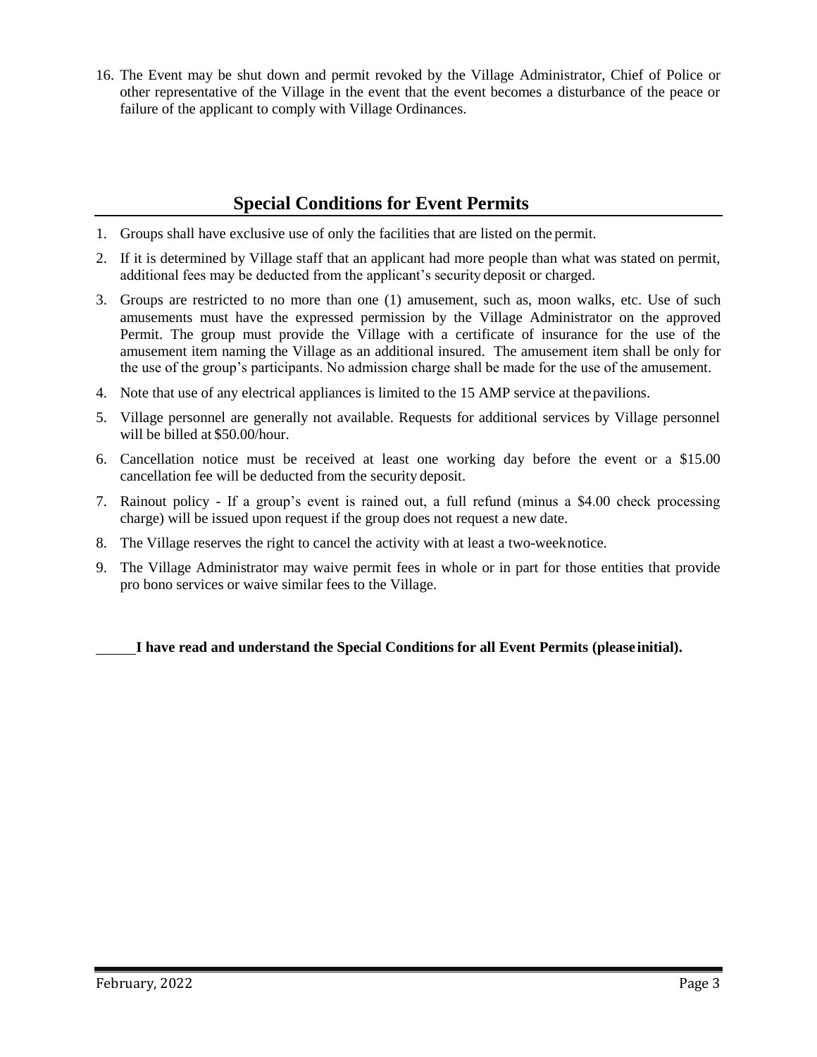16. The Event may be shut down and permit revoked by the Village Administrator, Chief of Police or other representative of the Village in the event that the event becomes a disturbance of the peace or failure of the applicant to comply with Village Ordinances.

## Special Conditions for Event Permits

1. Groups shall have exclusive use of only the facilities that are listed on the permit.
2. If it is determined by Village staff that an applicant had more people than what was stated on permit, additional fees may be deducted from the applicant's security deposit or charged.
3. Groups are restricted to no more than one (1) amusement, such as, moon walks, etc. Use of such amusements must have the expressed permission by the Village Administrator on the approved Permit. The group must provide the Village with a certificate of insurance for the use of the amusement item naming the Village as an additional insured. The amusement item shall be only for the use of the group's participants. No admission charge shall be made for the use of the amusement.
4. Note that use of any electrical appliances is limited to the 15 AMP service at the pavilions.
5. Village personnel are generally not available. Requests for additional services by Village personnel will be billed at $50.00/hour.
6. Cancellation notice must be received at least one working day before the event or a $15.00 cancellation fee will be deducted from the security deposit.
7. Rainout policy - If a group's event is rained out, a full refund (minus a $4.00 check processing charge) will be issued upon request if the group does not request a new date.
8. The Village reserves the right to cancel the activity with at least a two-week notice.
9. The Village Administrator may waive permit fees in whole or in part for those entities that provide pro bono services or waive similar fees to the Village.

_____ **I have read and understand the Special Conditions for all Event Permits (please initial).**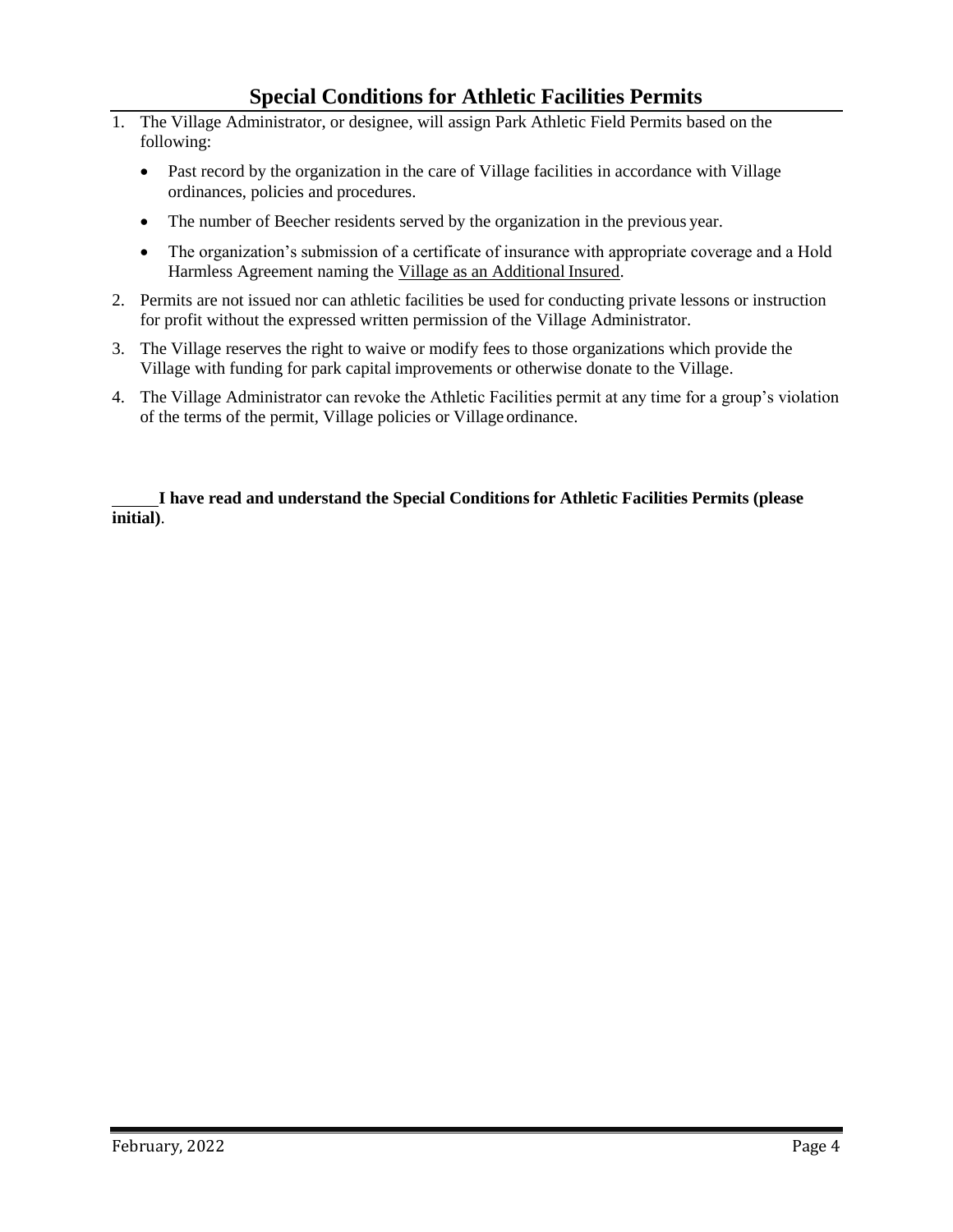## Special Conditions for Athletic Facilities Permits

1. The Village Administrator, or designee, will assign Park Athletic Field Permits based on the following:
   - Past record by the organization in the care of Village facilities in accordance with Village ordinances, policies and procedures.
   - The number of Beecher residents served by the organization in the previous year.
   - The organization's submission of a certificate of insurance with appropriate coverage and a Hold Harmless Agreement naming the <u>Village as an Additional Insured</u>.
2. Permits are not issued nor can athletic facilities be used for conducting private lessons or instruction for profit without the expressed written permission of the Village Administrator.
3. The Village reserves the right to waive or modify fees to those organizations which provide the Village with funding for park capital improvements or otherwise donate to the Village.
4. The Village Administrator can revoke the Athletic Facilities permit at any time for a group's violation of the terms of the permit, Village policies or Village ordinance.

______**I have read and understand the Special Conditions for Athletic Facilities Permits (please initial)**.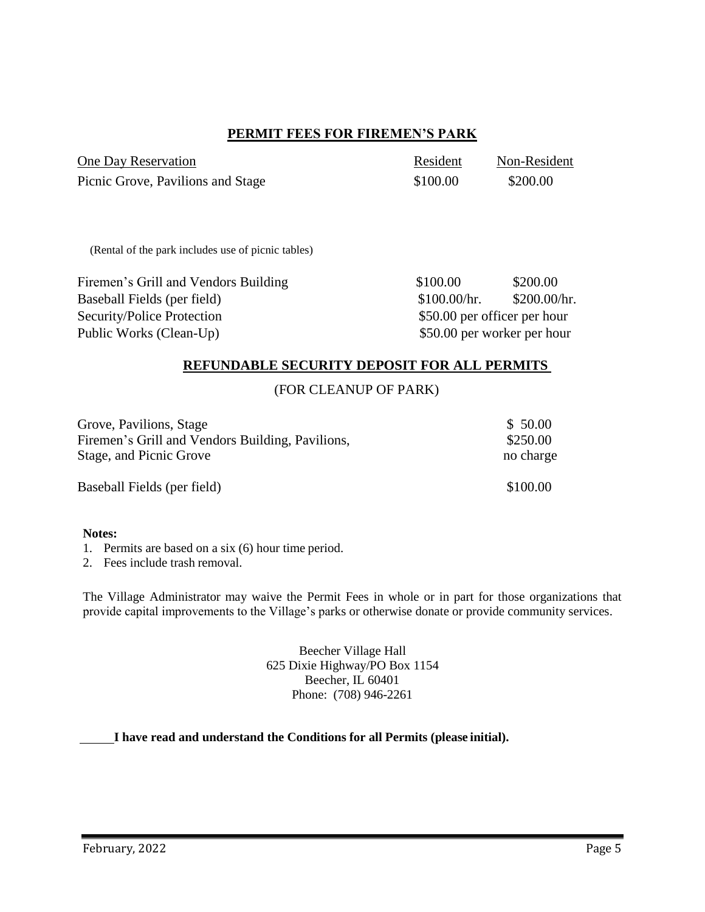## PERMIT FEES FOR FIREMEN'S PARK

| One Day Reservation | Resident | Non-Resident |
|---|---|---|
| Picnic Grove, Pavilions and Stage | $100.00 | $200.00 |

(Rental of the park includes use of picnic tables)

| | | |
|---|---|---|
| Firemen's Grill and Vendors Building | $100.00 | $200.00 |
| Baseball Fields (per field) | $100.00/hr. | $200.00/hr. |
| Security/Police Protection | $50.00 per officer per hour | |
| Public Works (Clean-Up) | $50.00 per worker per hour | |

## REFUNDABLE SECURITY DEPOSIT FOR ALL PERMITS

(FOR CLEANUP OF PARK)

| | |
|---|---|
| Grove, Pavilions, Stage | $ 50.00 |
| Firemen's Grill and Vendors Building, Pavilions, | $250.00 |
| Stage, and Picnic Grove | no charge |
| Baseball Fields (per field) | $100.00 |

**Notes:**

1. Permits are based on a six (6) hour time period.
2. Fees include trash removal.

The Village Administrator may waive the Permit Fees in whole or in part for those organizations that provide capital improvements to the Village's parks or otherwise donate or provide community services.

Beecher Village Hall
625 Dixie Highway/PO Box 1154
Beecher, IL 60401
Phone: (708) 946-2261

_____**I have read and understand the Conditions for all Permits (please initial).**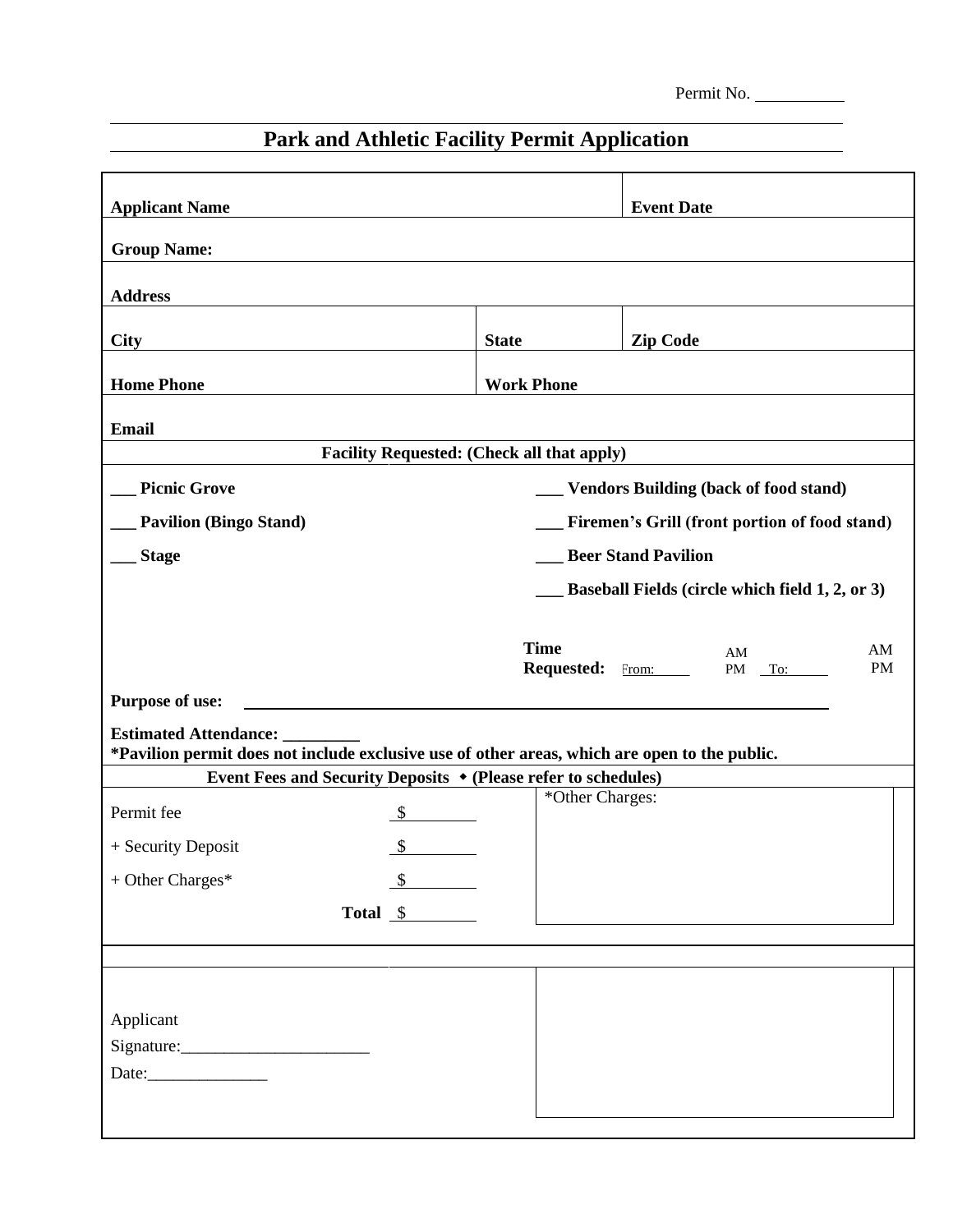Permit No. __________

# Park and Athletic Facility Permit Application

| **Applicant Name** | | **Event Date** |
|---|---|---|
| **Group Name:** | | |
| **Address** | | |
| **City** | **State** | **Zip Code** |
| **Home Phone** | **Work Phone** | |
| **Email** | | |

**Facility Requested: (Check all that apply)**

___ **Picnic Grove**

___ **Pavilion (Bingo Stand)**

___ **Stage**

___ **Vendors Building (back of food stand)**

___ **Firemen's Grill (front portion of food stand)**

___ **Beer Stand Pavilion**

___ **Baseball Fields (circle which field 1, 2, or 3)**

**Time Requested:** From: _____ AM PM To: _____ AM PM

**Purpose of use:** ______________________________________________

**Estimated Attendance:** _________

***Pavilion permit does not include exclusive use of other areas, which are open to the public.**

**Event Fees and Security Deposits ◆ (Please refer to schedules)**

| | |
|---|---|
| Permit fee | $ ________ |
| + Security Deposit | $ ________ |
| + Other Charges* | $ ________ |
| **Total** | $ ________ |

*Other Charges:

Applicant Signature:______________________

Date:______________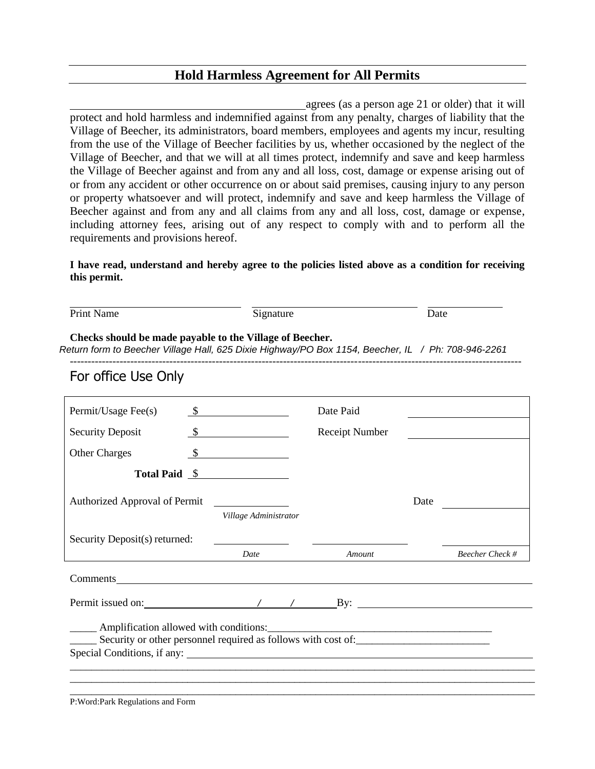## Hold Harmless Agreement for All Permits

\_\_\_\_\_\_\_\_\_\_\_\_\_\_\_\_\_\_\_\_\_\_\_\_\_\_\_\_\_\_\_\_\_\_\_\_\_\_\_\_ agrees (as a person age 21 or older) that it will protect and hold harmless and indemnified against from any penalty, charges of liability that the Village of Beecher, its administrators, board members, employees and agents my incur, resulting from the use of the Village of Beecher facilities by us, whether occasioned by the neglect of the Village of Beecher, and that we will at all times protect, indemnify and save and keep harmless the Village of Beecher against and from any and all loss, cost, damage or expense arising out of or from any accident or other occurrence on or about said premises, causing injury to any person or property whatsoever and will protect, indemnify and save and keep harmless the Village of Beecher against and from any and all claims from any and all loss, cost, damage or expense, including attorney fees, arising out of any respect to comply with and to perform all the requirements and provisions hereof.

**I have read, understand and hereby agree to the policies listed above as a condition for receiving this permit.**

| Print Name | Signature | Date |
|---|---|---|
| | | |

**Checks should be made payable to the Village of Beecher.**

*Return form to Beecher Village Hall, 625 Dixie Highway/PO Box 1154, Beecher, IL / Ph: 708-946-2261*

---

For office Use Only

| | | | |
|---|---|---|---|
| Permit/Usage Fee(s) | $ | Date Paid | |
| Security Deposit | $ | Receipt Number | |
| Other Charges | $ | | |
| **Total Paid** | $ | | |
| Authorized Approval of Permit | *Village Administrator* | Date | |
| Security Deposit(s) returned: | *Date* | *Amount* | *Beecher Check #* |

Comments\_\_\_\_\_\_\_\_\_\_\_\_\_\_\_\_\_\_\_\_\_\_\_\_\_\_\_\_\_\_\_\_\_\_\_\_\_\_\_\_

Permit issued on: \_\_\_\_\_\_\_\_ / \_\_\_\_ / \_\_\_\_ By: \_\_\_\_\_\_\_\_\_\_\_\_\_\_\_\_\_\_\_\_

\_\_\_\_\_ Amplification allowed with conditions:\_\_\_\_\_\_\_\_\_\_\_\_\_\_\_\_\_\_\_\_\_\_\_\_\_\_\_\_\_\_\_\_\_\_\_\_\_\_\_\_

\_\_\_\_\_ Security or other personnel required as follows with cost of:\_\_\_\_\_\_\_\_\_\_\_\_\_\_\_\_\_\_\_\_\_\_\_\_\_

Special Conditions, if any: \_\_\_\_\_\_\_\_\_\_\_\_\_\_\_\_\_\_\_\_\_\_\_\_\_\_\_\_\_\_\_\_\_\_\_\_\_\_\_\_

P:Word:Park Regulations and Form